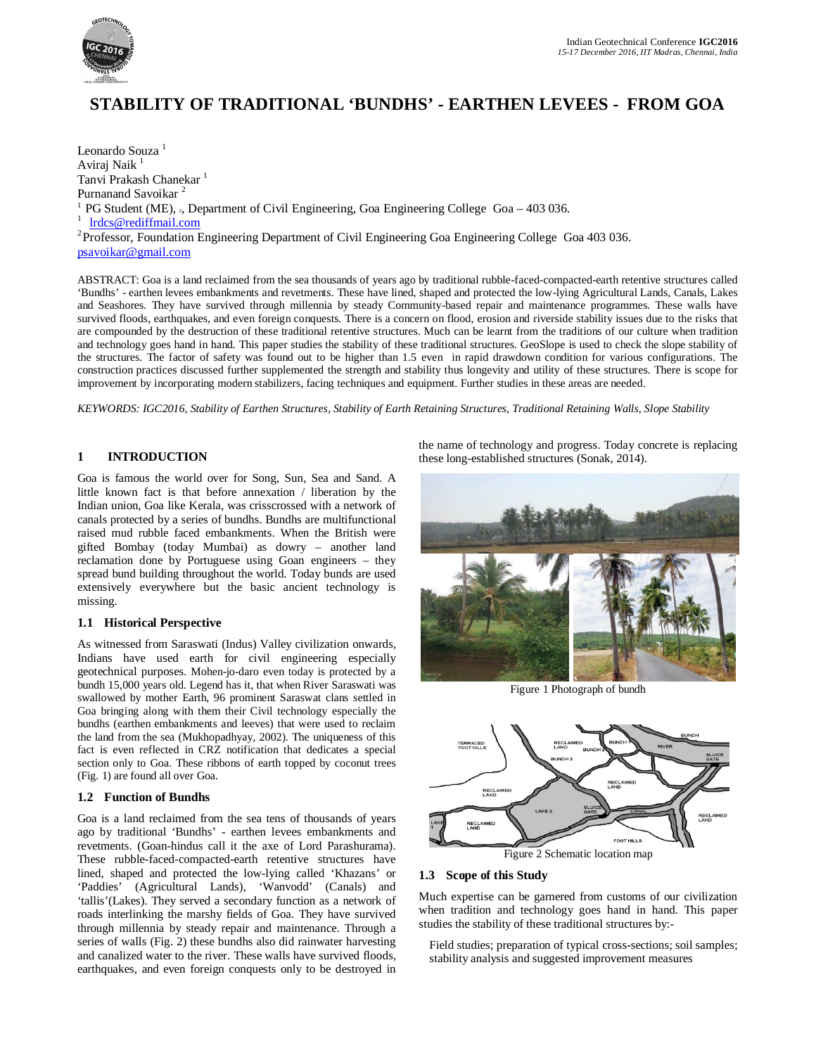# STABILITY OF TRADITIONAL 'BUNDHS' - EARTHEN LEVEES - FROM GOA

Leonardo Souza [1]
Aviraj Naik [1]
Tanvi Prakash Chanekar [1]
Purnanand Savoikar [2]

[1] PG Student (ME), 2, Department of Civil Engineering, Goa Engineering College Goa – 403 036.
[1] lrdcs@rediffmail.com
[2] Professor, Foundation Engineering Department of Civil Engineering Goa Engineering College Goa 403 036.
psavoikar@gmail.com

ABSTRACT: Goa is a land reclaimed from the sea thousands of years ago by traditional rubble-faced-compacted-earth retentive structures called 'Bundhs' - earthen levees embankments and revetments. These have lined, shaped and protected the low-lying Agricultural Lands, Canals, Lakes and Seashores. They have survived through millennia by steady Community-based repair and maintenance programmes. These walls have survived floods, earthquakes, and even foreign conquests. There is a concern on flood, erosion and riverside stability issues due to the risks that are compounded by the destruction of these traditional retentive structures. Much can be learnt from the traditions of our culture when tradition and technology goes hand in hand. This paper studies the stability of these traditional structures. GeoSlope is used to check the slope stability of the structures. The factor of safety was found out to be higher than 1.5 even in rapid drawdown condition for various configurations. The construction practices discussed further supplemented the strength and stability thus longevity and utility of these structures. There is scope for improvement by incorporating modern stabilizers, facing techniques and equipment. Further studies in these areas are needed.

*KEYWORDS: IGC2016, Stability of Earthen Structures, Stability of Earth Retaining Structures, Traditional Retaining Walls, Slope Stability*

## 1 INTRODUCTION

Goa is famous the world over for Song, Sun, Sea and Sand. A little known fact is that before annexation / liberation by the Indian union, Goa like Kerala, was crisscrossed with a network of canals protected by a series of bundhs. Bundhs are multifunctional raised mud rubble faced embankments. When the British were gifted Bombay (today Mumbai) as dowry – another land reclamation done by Portuguese using Goan engineers – they spread bund building throughout the world. Today bunds are used extensively everywhere but the basic ancient technology is missing.

### 1.1 Historical Perspective

As witnessed from Saraswati (Indus) Valley civilization onwards, Indians have used earth for civil engineering especially geotechnical purposes. Mohen-jo-daro even today is protected by a bundh 15,000 years old. Legend has it, that when River Saraswati was swallowed by mother Earth, 96 prominent Saraswat clans settled in Goa bringing along with them their Civil technology especially the bundhs (earthen embankments and leeves) that were used to reclaim the land from the sea (Mukhopadhyay, 2002). The uniqueness of this fact is even reflected in CRZ notification that dedicates a special section only to Goa. These ribbons of earth topped by coconut trees (Fig. 1) are found all over Goa.

### 1.2 Function of Bundhs

Goa is a land reclaimed from the sea tens of thousands of years ago by traditional 'Bundhs' - earthen levees embankments and revetments. (Goan-hindus call it the axe of Lord Parashurama). These rubble-faced-compacted-earth retentive structures have lined, shaped and protected the low-lying called 'Khazans' or 'Paddies' (Agricultural Lands), 'Wanvodd' (Canals) and 'tallis'(Lakes). They served a secondary function as a network of roads interlinking the marshy fields of Goa. They have survived through millennia by steady repair and maintenance. Through a series of walls (Fig. 2) these bundhs also did rainwater harvesting and canalized water to the river. These walls have survived floods, earthquakes, and even foreign conquests only to be destroyed in the name of technology and progress. Today concrete is replacing these long-established structures (Sonak, 2014).

Figure 1 Photograph of bundh

Figure 2 Schematic location map

### 1.3 Scope of this Study

Much expertise can be garnered from customs of our civilization when tradition and technology goes hand in hand. This paper studies the stability of these traditional structures by:-

Field studies; preparation of typical cross-sections; soil samples; stability analysis and suggested improvement measures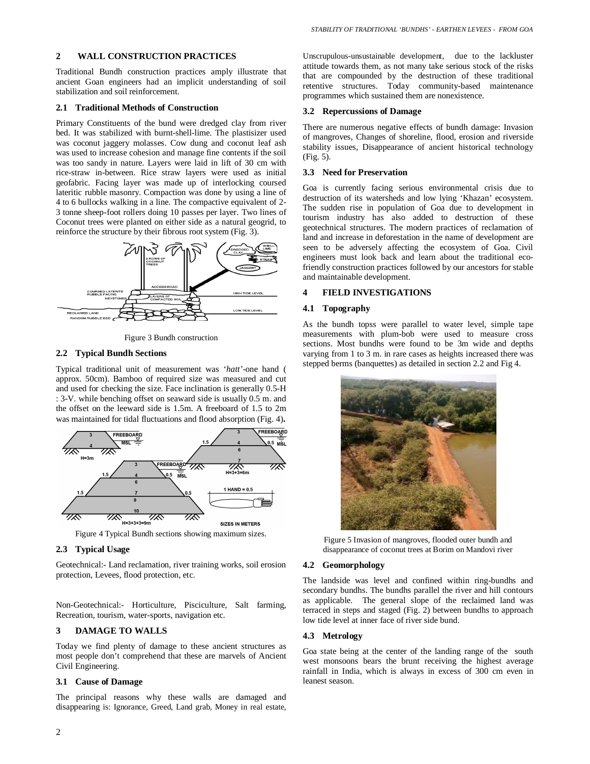## 2 WALL CONSTRUCTION PRACTICES

Traditional Bundh construction practices amply illustrate that ancient Goan engineers had an implicit understanding of soil stabilization and soil reinforcement.

### 2.1 Traditional Methods of Construction

Primary Constituents of the bund were dredged clay from river bed. It was stabilized with burnt-shell-lime. The plastisizer used was coconut jaggery molasses. Cow dung and coconut leaf ash was used to increase cohesion and manage fine contents if the soil was too sandy in nature. Layers were laid in lift of 30 cm with rice-straw in-between. Rice straw layers were used as initial geofabric. Facing layer was made up of interlocking coursed lateritic rubble masonry. Compaction was done by using a line of 4 to 6 bullocks walking in a line. The compactive equivalent of 2-3 tonne sheep-foot rollers doing 10 passes per layer. Two lines of Coconut trees were planted on either side as a natural geogrid, to reinforce the structure by their fibrous root system (Fig. 3).

Figure 3 Bundh construction

### 2.2 Typical Bundh Sections

Typical traditional unit of measurement was '*hatt*'-one hand ( approx. 50cm). Bamboo of required size was measured and cut and used for checking the size. Face inclination is generally 0.5-H : 3-V. while benching offset on seaward side is usually 0.5 m. and the offset on the leeward side is 1.5m. A freeboard of 1.5 to 2m was maintained for tidal fluctuations and flood absorption (Fig. 4)**.**

Figure 4 Typical Bundh sections showing maximum sizes.

### 2.3 Typical Usage

Geotechnical:- Land reclamation, river training works, soil erosion protection, Levees, flood protection, etc.

Non-Geotechnical:- Horticulture, Pisciculture, Salt farming, Recreation, tourism, water-sports, navigation etc.

## 3 DAMAGE TO WALLS

Today we find plenty of damage to these ancient structures as most people don't comprehend that these are marvels of Ancient Civil Engineering.

### 3.1 Cause of Damage

The principal reasons why these walls are damaged and disappearing is: Ignorance, Greed, Land grab, Money in real estate, Unscrupulous-unsustainable development, due to the lackluster attitude towards them, as not many take serious stock of the risks that are compounded by the destruction of these traditional retentive structures. Today community-based maintenance programmes which sustained them are nonexistence.

### 3.2 Repercussions of Damage

There are numerous negative effects of bundh damage: Invasion of mangroves, Changes of shoreline, flood, erosion and riverside stability issues, Disappearance of ancient historical technology (Fig. 5).

### 3.3 Need for Preservation

Goa is currently facing serious environmental crisis due to destruction of its watersheds and low lying 'Khazan' ecosystem. The sudden rise in population of Goa due to development in tourism industry has also added to destruction of these geotechnical structures. The modern practices of reclamation of land and increase in deforestation in the name of development are seen to be adversely affecting the ecosystem of Goa. Civil engineers must look back and learn about the traditional eco-friendly construction practices followed by our ancestors for stable and maintainable development.

## 4 FIELD INVESTIGATIONS

### 4.1 Topography

As the bundh topss were parallel to water level, simple tape measurements with plum-bob were used to measure cross sections. Most bundhs were found to be 3m wide and depths varying from 1 to 3 m. in rare cases as heights increased there was stepped berms (banquettes) as detailed in section 2.2 and Fig 4.

Figure 5 Invasion of mangroves, flooded outer bundh and disappearance of coconut trees at Borim on Mandovi river

### 4.2 Geomorphology

The landside was level and confined within ring-bundhs and secondary bundhs. The bundhs parallel the river and hill contours as applicable. The general slope of the reclaimed land was terraced in steps and staged (Fig. 2) between bundhs to approach low tide level at inner face of river side bund.

### 4.3 Metrology

Goa state being at the center of the landing range of the south west monsoons bears the brunt receiving the highest average rainfall in India, which is always in excess of 300 cm even in leanest season.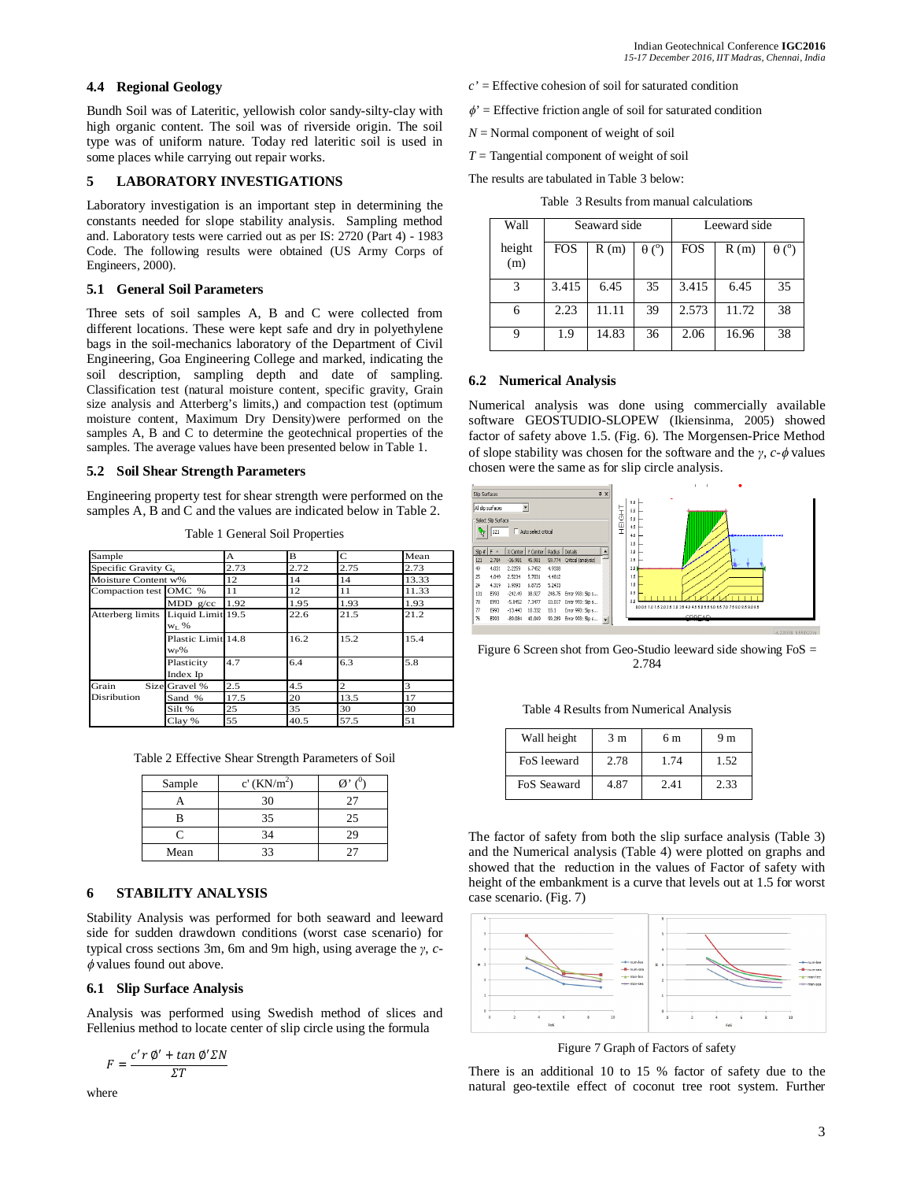### 4.4 Regional Geology

Bundh Soil was of Lateritic, yellowish color sandy-silty-clay with high organic content. The soil was of riverside origin. The soil type was of uniform nature. Today red lateritic soil is used in some places while carrying out repair works.

## 5 LABORATORY INVESTIGATIONS

Laboratory investigation is an important step in determining the constants needed for slope stability analysis. Sampling method and. Laboratory tests were carried out as per IS: 2720 (Part 4) - 1983 Code. The following results were obtained (US Army Corps of Engineers, 2000).

### 5.1 General Soil Parameters

Three sets of soil samples A, B and C were collected from different locations. These were kept safe and dry in polyethylene bags in the soil-mechanics laboratory of the Department of Civil Engineering, Goa Engineering College and marked, indicating the soil description, sampling depth and date of sampling. Classification test (natural moisture content, specific gravity, Grain size analysis and Atterberg's limits,) and compaction test (optimum moisture content, Maximum Dry Density)were performed on the samples A, B and C to determine the geotechnical properties of the samples. The average values have been presented below in Table 1.

### 5.2 Soil Shear Strength Parameters

Engineering property test for shear strength were performed on the samples A, B and C and the values are indicated below in Table 2.

Table 1 General Soil Properties

| Sample | | A | B | C | Mean |
|---|---|---|---|---|---|
| Specific Gravity $G_s$ | | 2.73 | 2.72 | 2.75 | 2.73 |
| Moisture Content w% | | 12 | 14 | 14 | 13.33 |
| Compaction test | OMC % | 11 | 12 | 11 | 11.33 |
| | MDD g/cc | 1.92 | 1.95 | 1.93 | 1.93 |
| Atterberg limits | Liquid Limit $w_L$ % | 19.5 | 22.6 | 21.5 | 21.2 |
| | Plastic Limit $w_P$% | 14.8 | 16.2 | 15.2 | 15.4 |
| | Plasticity Index Ip | 4.7 | 6.4 | 6.3 | 5.8 |
| Grain Size Disribution | Gravel % | 2.5 | 4.5 | 2 | 3 |
| | Sand % | 17.5 | 20 | 13.5 | 17 |
| | Silt % | 25 | 35 | 30 | 30 |
| | Clay % | 55 | 40.5 | 57.5 | 51 |

Table 2 Effective Shear Strength Parameters of Soil

| Sample | c' (KN/m$^2$) | Ø' ($^0$) |
|---|---|---|
| A | 30 | 27 |
| B | 35 | 25 |
| C | 34 | 29 |
| Mean | 33 | 27 |

## 6 STABILITY ANALYSIS

Stability Analysis was performed for both seaward and leeward side for sudden drawdown conditions (worst case scenario) for typical cross sections 3m, 6m and 9m high, using average the $\gamma$, $c$-$\phi$ values found out above.

### 6.1 Slip Surface Analysis

Analysis was performed using Swedish method of slices and Fellenius method to locate center of slip circle using the formula

$$F = \frac{c' r \text{Ø}' + \tan \text{Ø}' \Sigma N}{\Sigma T}$$

where

$c'$ = Effective cohesion of soil for saturated condition

$\phi'$ = Effective friction angle of soil for saturated condition

$N$ = Normal component of weight of soil

$T$ = Tangential component of weight of soil

The results are tabulated in Table 3 below:

Table 3 Results from manual calculations

| Wall height (m) | Seaward side | | | Leeward side | | |
|---|---|---|---|---|---|---|
| | FOS | R (m) | θ (°) | FOS | R (m) | θ (°) |
| 3 | 3.415 | 6.45 | 35 | 3.415 | 6.45 | 35 |
| 6 | 2.23 | 11.11 | 39 | 2.573 | 11.72 | 38 |
| 9 | 1.9 | 14.83 | 36 | 2.06 | 16.96 | 38 |

### 6.2 Numerical Analysis

Numerical analysis was done using commercially available software GEOSTUDIO-SLOPEW (Ikiensinma, 2005) showed factor of safety above 1.5. (Fig. 6). The Morgensen-Price Method of slope stability was chosen for the software and the $\gamma$, $c$-$\phi$ values chosen were the same as for slip circle analysis.

Figure 6 Screen shot from Geo-Studio leeward side showing FoS = 2.784

Table 4 Results from Numerical Analysis

| Wall height | 3 m | 6 m | 9 m |
|---|---|---|---|
| FoS leeward | 2.78 | 1.74 | 1.52 |
| FoS Seaward | 4.87 | 2.41 | 2.33 |

The factor of safety from both the slip surface analysis (Table 3) and the Numerical analysis (Table 4) were plotted on graphs and showed that the reduction in the values of Factor of safety with height of the embankment is a curve that levels out at 1.5 for worst case scenario. (Fig. 7)

Figure 7 Graph of Factors of safety

There is an additional 10 to 15 % factor of safety due to the natural geo-textile effect of coconut tree root system. Further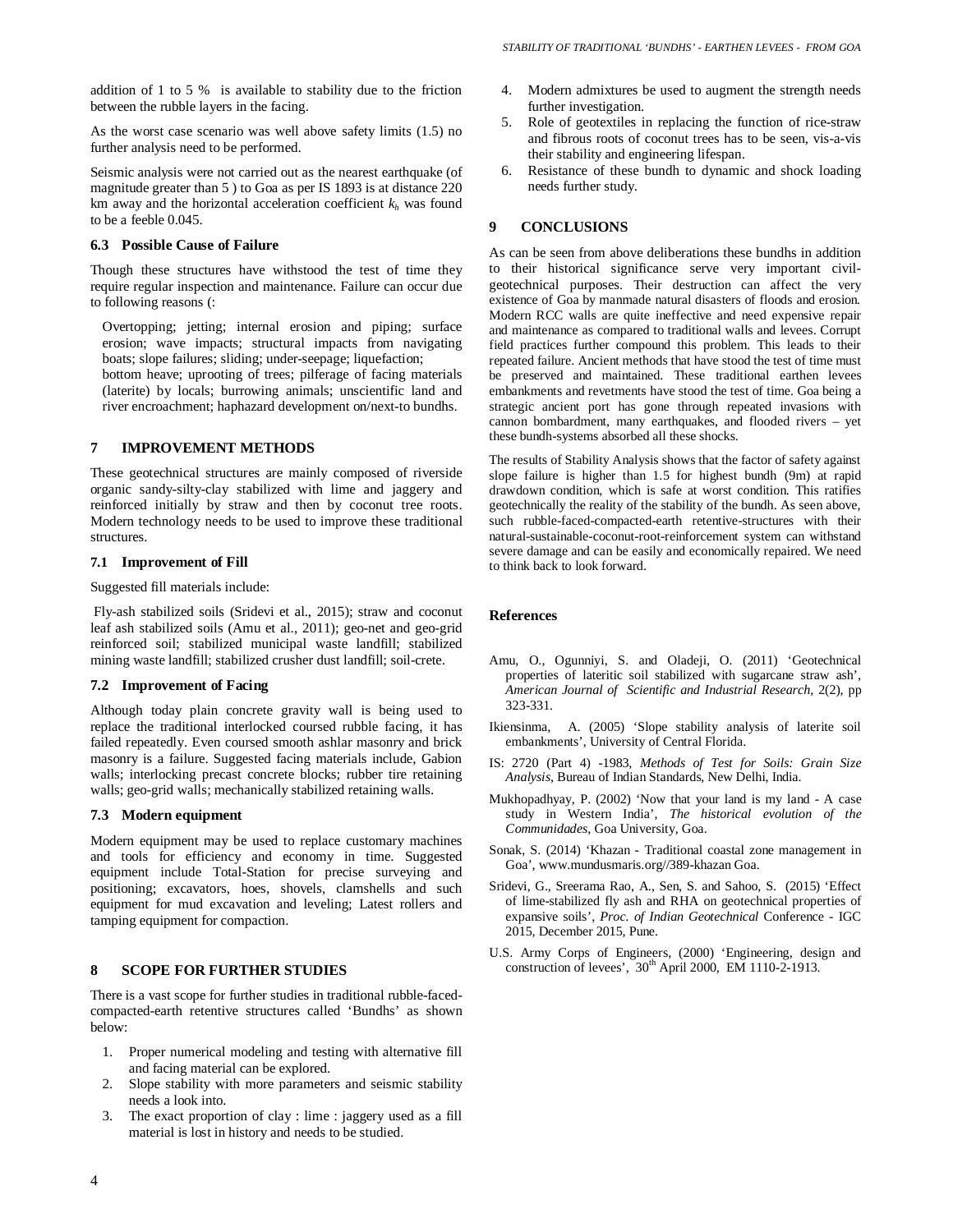addition of 1 to 5 % is available to stability due to the friction between the rubble layers in the facing.

As the worst case scenario was well above safety limits (1.5) no further analysis need to be performed.

Seismic analysis were not carried out as the nearest earthquake (of magnitude greater than 5 ) to Goa as per IS 1893 is at distance 220 km away and the horizontal acceleration coefficient $k_h$ was found to be a feeble 0.045.

### 6.3 Possible Cause of Failure

Though these structures have withstood the test of time they require regular inspection and maintenance. Failure can occur due to following reasons (:

Overtopping; jetting; internal erosion and piping; surface erosion; wave impacts; structural impacts from navigating boats; slope failures; sliding; under-seepage; liquefaction; bottom heave; uprooting of trees; pilferage of facing materials (laterite) by locals; burrowing animals; unscientific land and river encroachment; haphazard development on/next-to bundhs.

## 7 IMPROVEMENT METHODS

These geotechnical structures are mainly composed of riverside organic sandy-silty-clay stabilized with lime and jaggery and reinforced initially by straw and then by coconut tree roots. Modern technology needs to be used to improve these traditional structures.

### 7.1 Improvement of Fill

Suggested fill materials include:

Fly-ash stabilized soils (Sridevi et al., 2015); straw and coconut leaf ash stabilized soils (Amu et al., 2011); geo-net and geo-grid reinforced soil; stabilized municipal waste landfill; stabilized mining waste landfill; stabilized crusher dust landfill; soil-crete.

### 7.2 Improvement of Facing

Although today plain concrete gravity wall is being used to replace the traditional interlocked coursed rubble facing, it has failed repeatedly. Even coursed smooth ashlar masonry and brick masonry is a failure. Suggested facing materials include, Gabion walls; interlocking precast concrete blocks; rubber tire retaining walls; geo-grid walls; mechanically stabilized retaining walls.

### 7.3 Modern equipment

Modern equipment may be used to replace customary machines and tools for efficiency and economy in time. Suggested equipment include Total-Station for precise surveying and positioning; excavators, hoes, shovels, clamshells and such equipment for mud excavation and leveling; Latest rollers and tamping equipment for compaction.

## 8 SCOPE FOR FURTHER STUDIES

There is a vast scope for further studies in traditional rubble-faced-compacted-earth retentive structures called 'Bundhs' as shown below:

1. Proper numerical modeling and testing with alternative fill and facing material can be explored.
2. Slope stability with more parameters and seismic stability needs a look into.
3. The exact proportion of clay : lime : jaggery used as a fill material is lost in history and needs to be studied.
4. Modern admixtures be used to augment the strength needs further investigation.
5. Role of geotextiles in replacing the function of rice-straw and fibrous roots of coconut trees has to be seen, vis-a-vis their stability and engineering lifespan.
6. Resistance of these bundh to dynamic and shock loading needs further study.

## 9 CONCLUSIONS

As can be seen from above deliberations these bundhs in addition to their historical significance serve very important civil-geotechnical purposes. Their destruction can affect the very existence of Goa by manmade natural disasters of floods and erosion. Modern RCC walls are quite ineffective and need expensive repair and maintenance as compared to traditional walls and levees. Corrupt field practices further compound this problem. This leads to their repeated failure. Ancient methods that have stood the test of time must be preserved and maintained. These traditional earthen levees embankments and revetments have stood the test of time. Goa being a strategic ancient port has gone through repeated invasions with cannon bombardment, many earthquakes, and flooded rivers – yet these bundh-systems absorbed all these shocks.

The results of Stability Analysis shows that the factor of safety against slope failure is higher than 1.5 for highest bundh (9m) at rapid drawdown condition, which is safe at worst condition. This ratifies geotechnically the reality of the stability of the bundh. As seen above, such rubble-faced-compacted-earth retentive-structures with their natural-sustainable-coconut-root-reinforcement system can withstand severe damage and can be easily and economically repaired. We need to think back to look forward.

## References

Amu, O., Ogunniyi, S. and Oladeji, O. (2011) 'Geotechnical properties of lateritic soil stabilized with sugarcane straw ash', *American Journal of Scientific and Industrial Research*, 2(2), pp 323-331.

Ikiensinma, A. (2005) 'Slope stability analysis of laterite soil embankments', University of Central Florida.

IS: 2720 (Part 4) -1983, *Methods of Test for Soils: Grain Size Analysis*, Bureau of Indian Standards, New Delhi, India.

Mukhopadhyay, P. (2002) 'Now that your land is my land - A case study in Western India', *The historical evolution of the Communidades*, Goa University, Goa.

Sonak, S. (2014) 'Khazan - Traditional coastal zone management in Goa', www.mundusmaris.org//389-khazan Goa.

Sridevi, G., Sreerama Rao, A., Sen, S. and Sahoo, S. (2015) 'Effect of lime-stabilized fly ash and RHA on geotechnical properties of expansive soils', *Proc. of Indian Geotechnical* Conference - IGC 2015, December 2015, Pune.

U.S. Army Corps of Engineers, (2000) 'Engineering, design and construction of levees', 30th April 2000, EM 1110-2-1913.